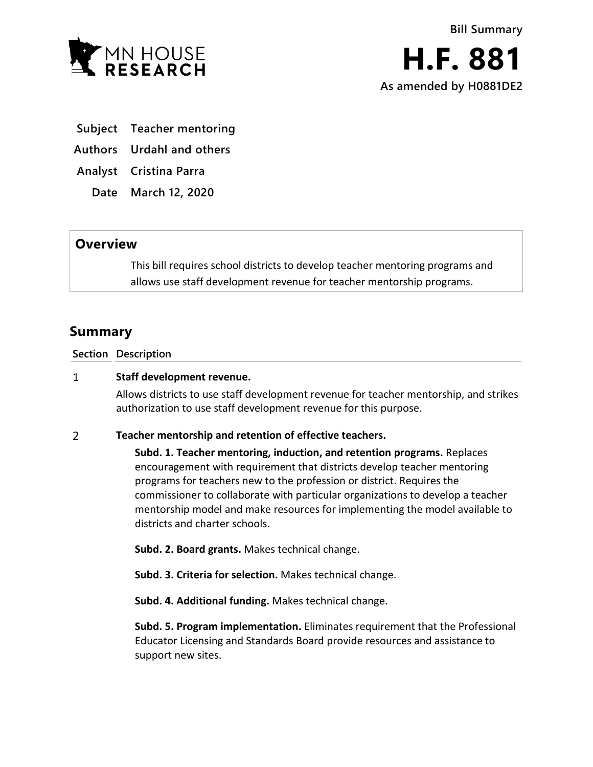Bill Summary

# H.F. 881

As amended by H0881DE2

**Subject** Teacher mentoring

**Authors** Urdahl and others

**Analyst** Cristina Parra

**Date** March 12, 2020

## Overview

This bill requires school districts to develop teacher mentoring programs and allows use staff development revenue for teacher mentorship programs.

## Summary

| Section | Description |
|---|---|
| 1 | **Staff development revenue.**<br>Allows districts to use staff development revenue for teacher mentorship, and strikes authorization to use staff development revenue for this purpose. |
| 2 | **Teacher mentorship and retention of effective teachers.**<br>**Subd. 1. Teacher mentoring, induction, and retention programs.** Replaces encouragement with requirement that districts develop teacher mentoring programs for teachers new to the profession or district. Requires the commissioner to collaborate with particular organizations to develop a teacher mentorship model and make resources for implementing the model available to districts and charter schools.<br>**Subd. 2. Board grants.** Makes technical change.<br>**Subd. 3. Criteria for selection.** Makes technical change.<br>**Subd. 4. Additional funding.** Makes technical change.<br>**Subd. 5. Program implementation.** Eliminates requirement that the Professional Educator Licensing and Standards Board provide resources and assistance to support new sites. |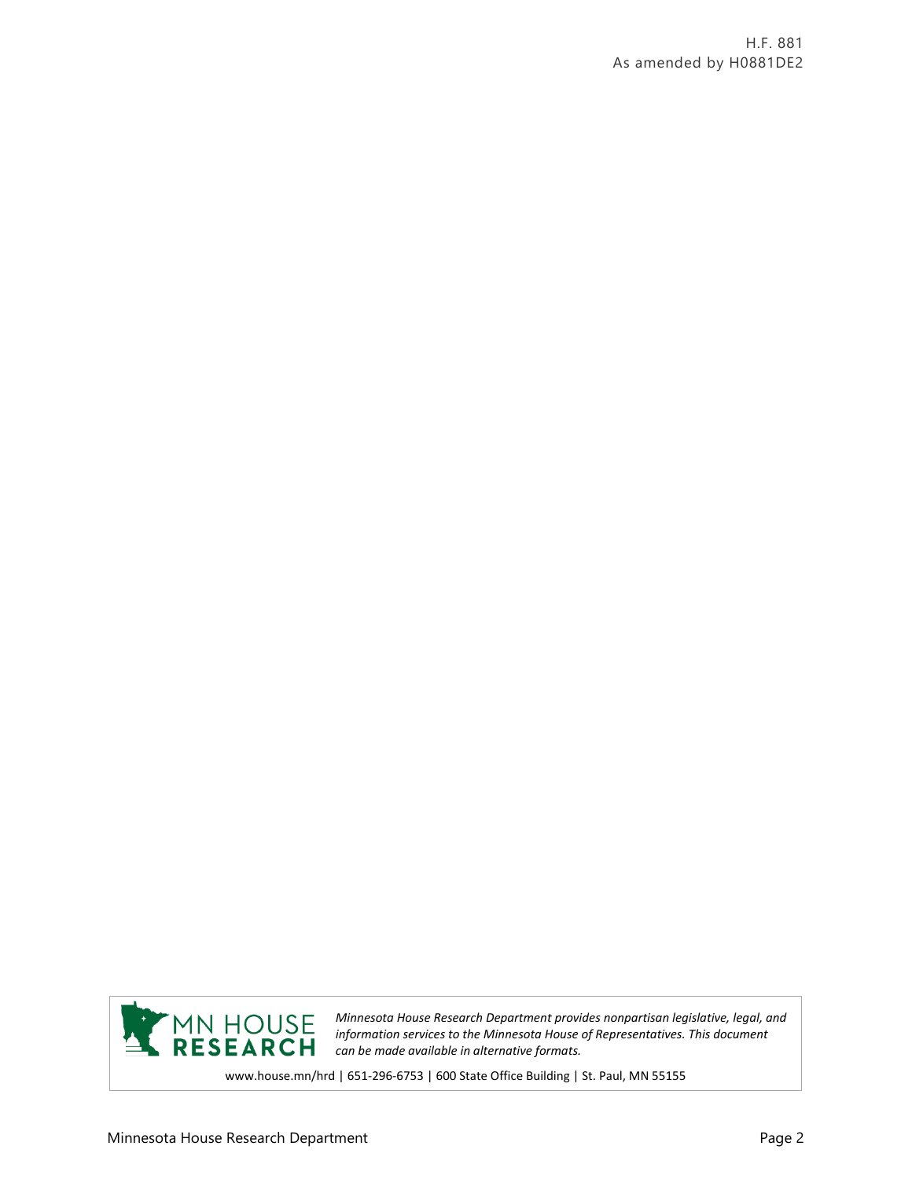Minnesota House Research Department provides nonpartisan legislative, legal, and information services to the Minnesota House of Representatives. This document can be made available in alternative formats.

www.house.mn/hrd | 651-296-6753 | 600 State Office Building | St. Paul, MN 55155